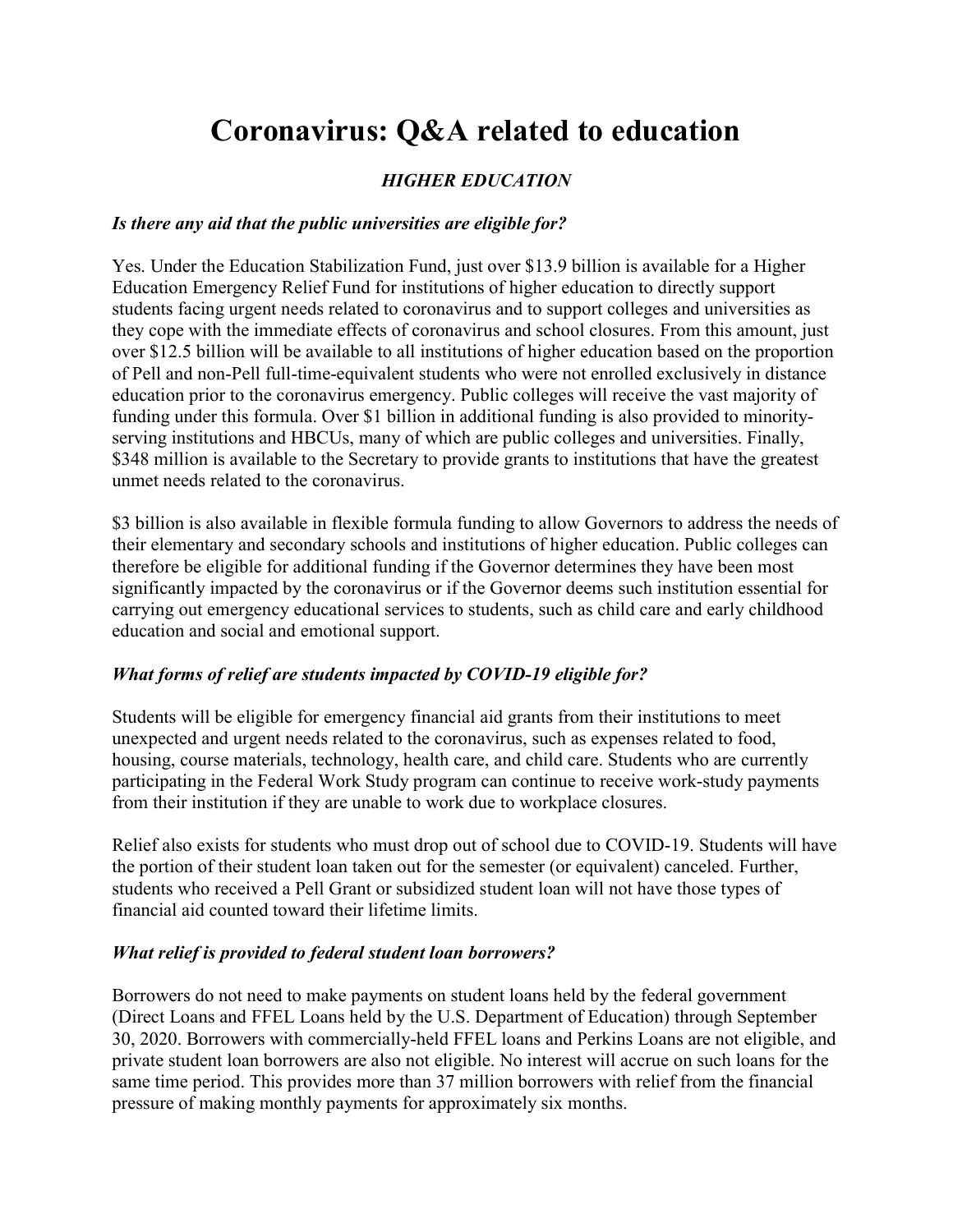# Coronavirus: Q&A related to education

### *HIGHER EDUCATION*

***Is there any aid that the public universities are eligible for?***

Yes. Under the Education Stabilization Fund, just over $13.9 billion is available for a Higher Education Emergency Relief Fund for institutions of higher education to directly support students facing urgent needs related to coronavirus and to support colleges and universities as they cope with the immediate effects of coronavirus and school closures. From this amount, just over $12.5 billion will be available to all institutions of higher education based on the proportion of Pell and non-Pell full-time-equivalent students who were not enrolled exclusively in distance education prior to the coronavirus emergency. Public colleges will receive the vast majority of funding under this formula. Over $1 billion in additional funding is also provided to minority-serving institutions and HBCUs, many of which are public colleges and universities. Finally, $348 million is available to the Secretary to provide grants to institutions that have the greatest unmet needs related to the coronavirus.

$3 billion is also available in flexible formula funding to allow Governors to address the needs of their elementary and secondary schools and institutions of higher education. Public colleges can therefore be eligible for additional funding if the Governor determines they have been most significantly impacted by the coronavirus or if the Governor deems such institution essential for carrying out emergency educational services to students, such as child care and early childhood education and social and emotional support.

***What forms of relief are students impacted by COVID-19 eligible for?***

Students will be eligible for emergency financial aid grants from their institutions to meet unexpected and urgent needs related to the coronavirus, such as expenses related to food, housing, course materials, technology, health care, and child care. Students who are currently participating in the Federal Work Study program can continue to receive work-study payments from their institution if they are unable to work due to workplace closures.

Relief also exists for students who must drop out of school due to COVID-19. Students will have the portion of their student loan taken out for the semester (or equivalent) canceled. Further, students who received a Pell Grant or subsidized student loan will not have those types of financial aid counted toward their lifetime limits.

***What relief is provided to federal student loan borrowers?***

Borrowers do not need to make payments on student loans held by the federal government (Direct Loans and FFEL Loans held by the U.S. Department of Education) through September 30, 2020. Borrowers with commercially-held FFEL loans and Perkins Loans are not eligible, and private student loan borrowers are also not eligible. No interest will accrue on such loans for the same time period. This provides more than 37 million borrowers with relief from the financial pressure of making monthly payments for approximately six months.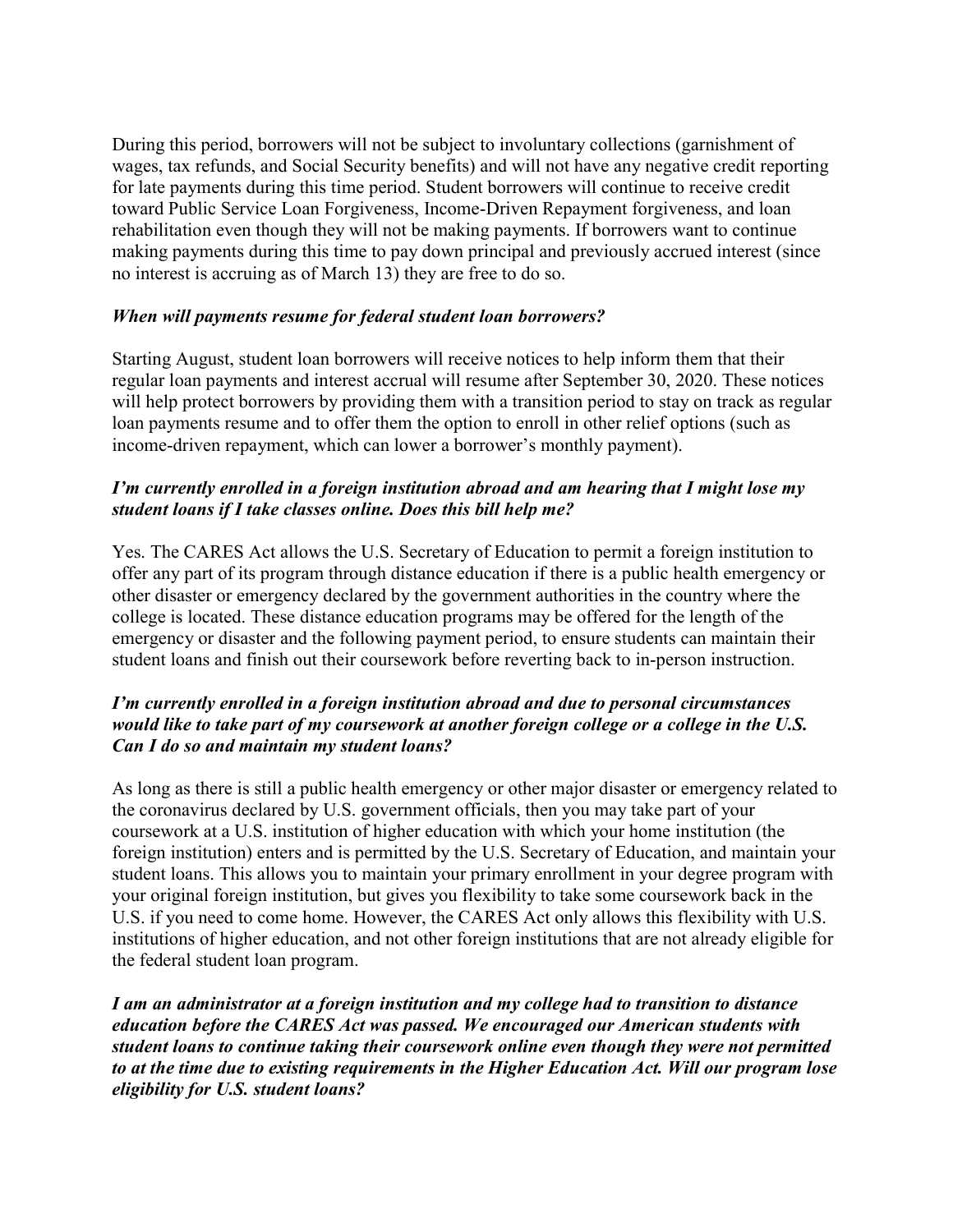During this period, borrowers will not be subject to involuntary collections (garnishment of wages, tax refunds, and Social Security benefits) and will not have any negative credit reporting for late payments during this time period. Student borrowers will continue to receive credit toward Public Service Loan Forgiveness, Income-Driven Repayment forgiveness, and loan rehabilitation even though they will not be making payments. If borrowers want to continue making payments during this time to pay down principal and previously accrued interest (since no interest is accruing as of March 13) they are free to do so.

***When will payments resume for federal student loan borrowers?***

Starting August, student loan borrowers will receive notices to help inform them that their regular loan payments and interest accrual will resume after September 30, 2020. These notices will help protect borrowers by providing them with a transition period to stay on track as regular loan payments resume and to offer them the option to enroll in other relief options (such as income-driven repayment, which can lower a borrower's monthly payment).

***I'm currently enrolled in a foreign institution abroad and am hearing that I might lose my student loans if I take classes online. Does this bill help me?***

Yes. The CARES Act allows the U.S. Secretary of Education to permit a foreign institution to offer any part of its program through distance education if there is a public health emergency or other disaster or emergency declared by the government authorities in the country where the college is located. These distance education programs may be offered for the length of the emergency or disaster and the following payment period, to ensure students can maintain their student loans and finish out their coursework before reverting back to in-person instruction.

***I'm currently enrolled in a foreign institution abroad and due to personal circumstances would like to take part of my coursework at another foreign college or a college in the U.S. Can I do so and maintain my student loans?***

As long as there is still a public health emergency or other major disaster or emergency related to the coronavirus declared by U.S. government officials, then you may take part of your coursework at a U.S. institution of higher education with which your home institution (the foreign institution) enters and is permitted by the U.S. Secretary of Education, and maintain your student loans. This allows you to maintain your primary enrollment in your degree program with your original foreign institution, but gives you flexibility to take some coursework back in the U.S. if you need to come home. However, the CARES Act only allows this flexibility with U.S. institutions of higher education, and not other foreign institutions that are not already eligible for the federal student loan program.

***I am an administrator at a foreign institution and my college had to transition to distance education before the CARES Act was passed. We encouraged our American students with student loans to continue taking their coursework online even though they were not permitted to at the time due to existing requirements in the Higher Education Act. Will our program lose eligibility for U.S. student loans?***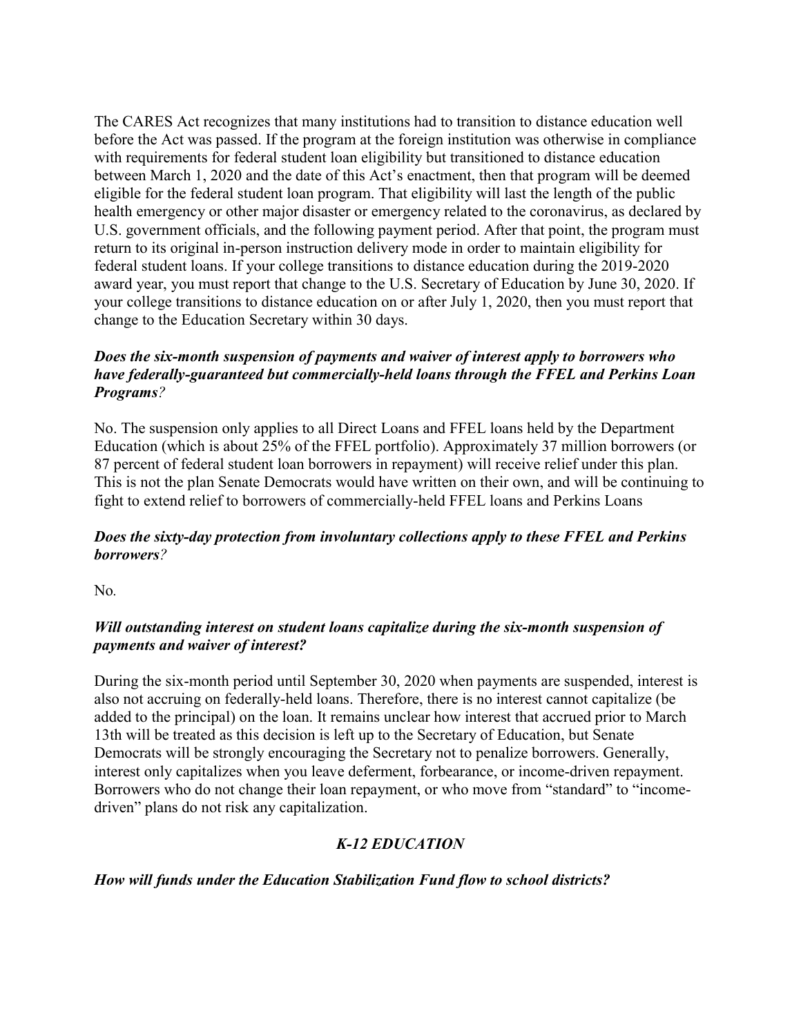The CARES Act recognizes that many institutions had to transition to distance education well before the Act was passed. If the program at the foreign institution was otherwise in compliance with requirements for federal student loan eligibility but transitioned to distance education between March 1, 2020 and the date of this Act's enactment, then that program will be deemed eligible for the federal student loan program. That eligibility will last the length of the public health emergency or other major disaster or emergency related to the coronavirus, as declared by U.S. government officials, and the following payment period. After that point, the program must return to its original in-person instruction delivery mode in order to maintain eligibility for federal student loans. If your college transitions to distance education during the 2019-2020 award year, you must report that change to the U.S. Secretary of Education by June 30, 2020. If your college transitions to distance education on or after July 1, 2020, then you must report that change to the Education Secretary within 30 days.

***Does the six-month suspension of payments and waiver of interest apply to borrowers who have federally-guaranteed but commercially-held loans through the FFEL and Perkins Loan Programs?***

No. The suspension only applies to all Direct Loans and FFEL loans held by the Department Education (which is about 25% of the FFEL portfolio). Approximately 37 million borrowers (or 87 percent of federal student loan borrowers in repayment) will receive relief under this plan. This is not the plan Senate Democrats would have written on their own, and will be continuing to fight to extend relief to borrowers of commercially-held FFEL loans and Perkins Loans

***Does the sixty-day protection from involuntary collections apply to these FFEL and Perkins borrowers?***

No.

***Will outstanding interest on student loans capitalize during the six-month suspension of payments and waiver of interest?***

During the six-month period until September 30, 2020 when payments are suspended, interest is also not accruing on federally-held loans. Therefore, there is no interest cannot capitalize (be added to the principal) on the loan. It remains unclear how interest that accrued prior to March 13th will be treated as this decision is left up to the Secretary of Education, but Senate Democrats will be strongly encouraging the Secretary not to penalize borrowers. Generally, interest only capitalizes when you leave deferment, forbearance, or income-driven repayment. Borrowers who do not change their loan repayment, or who move from "standard" to "income-driven" plans do not risk any capitalization.

## *K-12 EDUCATION*

***How will funds under the Education Stabilization Fund flow to school districts?***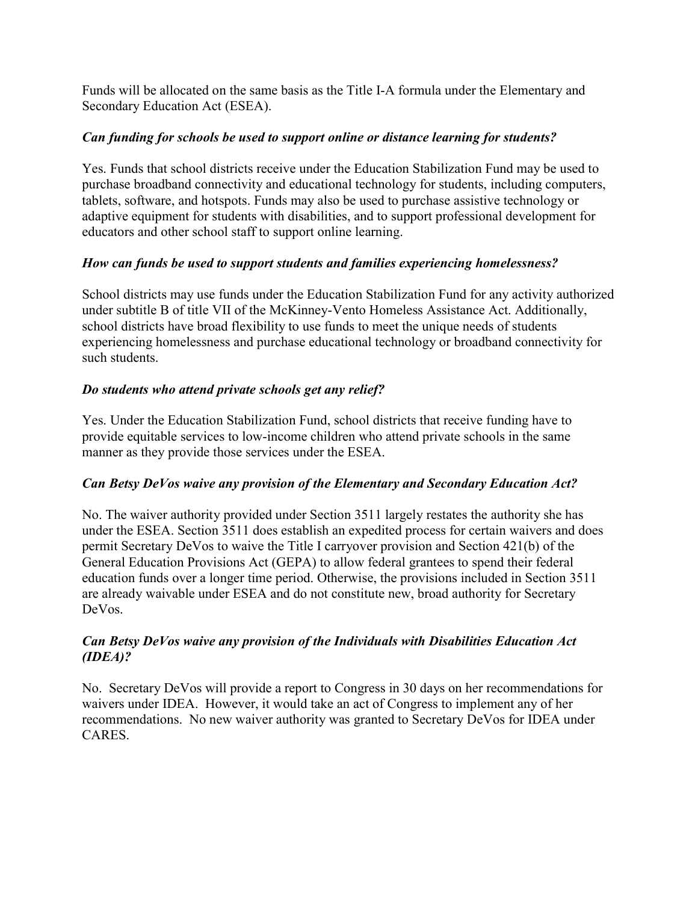Funds will be allocated on the same basis as the Title I-A formula under the Elementary and Secondary Education Act (ESEA).

***Can funding for schools be used to support online or distance learning for students?***

Yes. Funds that school districts receive under the Education Stabilization Fund may be used to purchase broadband connectivity and educational technology for students, including computers, tablets, software, and hotspots. Funds may also be used to purchase assistive technology or adaptive equipment for students with disabilities, and to support professional development for educators and other school staff to support online learning.

***How can funds be used to support students and families experiencing homelessness?***

School districts may use funds under the Education Stabilization Fund for any activity authorized under subtitle B of title VII of the McKinney-Vento Homeless Assistance Act. Additionally, school districts have broad flexibility to use funds to meet the unique needs of students experiencing homelessness and purchase educational technology or broadband connectivity for such students.

***Do students who attend private schools get any relief?***

Yes. Under the Education Stabilization Fund, school districts that receive funding have to provide equitable services to low-income children who attend private schools in the same manner as they provide those services under the ESEA.

***Can Betsy DeVos waive any provision of the Elementary and Secondary Education Act?***

No. The waiver authority provided under Section 3511 largely restates the authority she has under the ESEA. Section 3511 does establish an expedited process for certain waivers and does permit Secretary DeVos to waive the Title I carryover provision and Section 421(b) of the General Education Provisions Act (GEPA) to allow federal grantees to spend their federal education funds over a longer time period. Otherwise, the provisions included in Section 3511 are already waivable under ESEA and do not constitute new, broad authority for Secretary DeVos.

***Can Betsy DeVos waive any provision of the Individuals with Disabilities Education Act (IDEA)?***

No. Secretary DeVos will provide a report to Congress in 30 days on her recommendations for waivers under IDEA. However, it would take an act of Congress to implement any of her recommendations. No new waiver authority was granted to Secretary DeVos for IDEA under CARES.